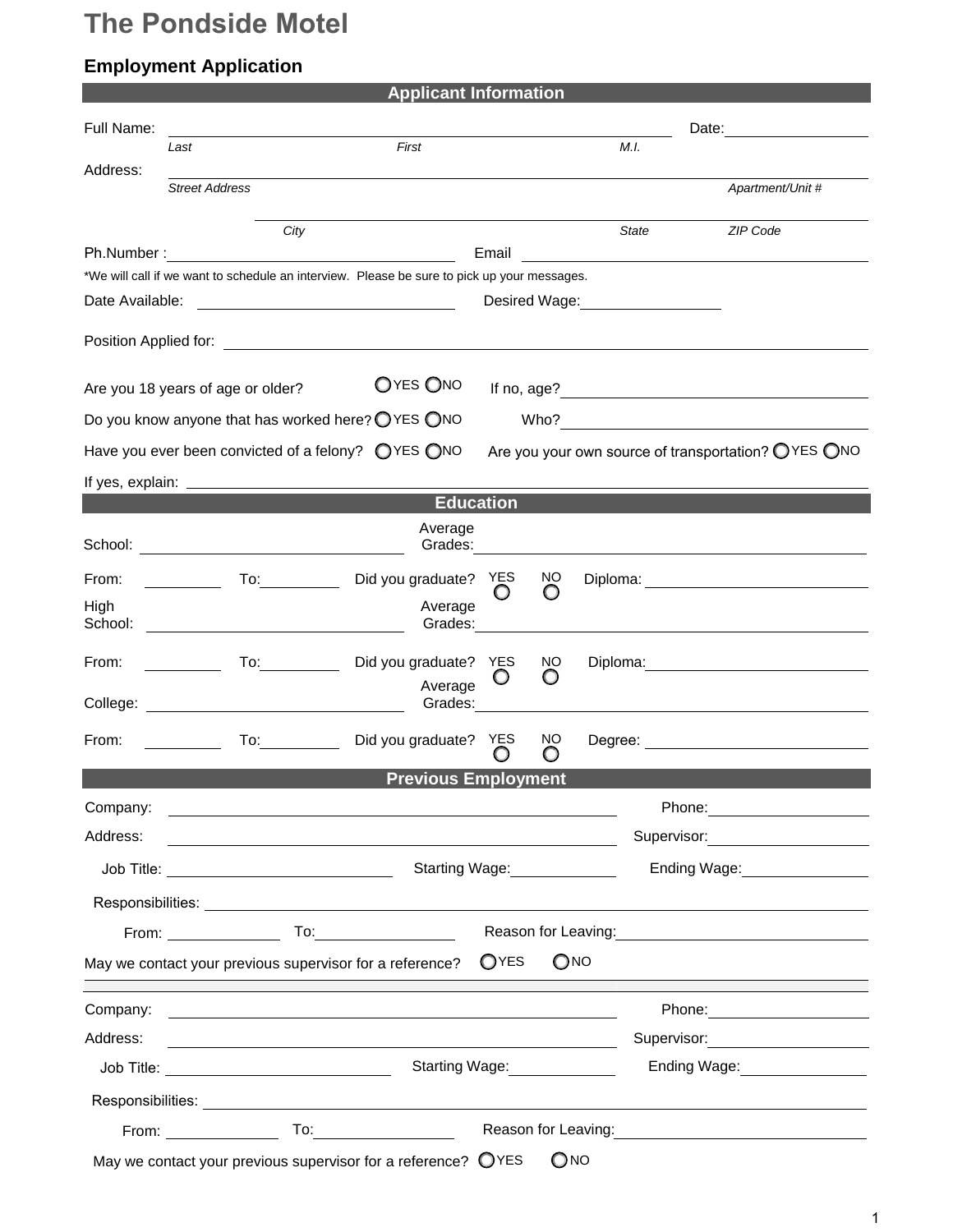# The Pondside Motel

## Employment Application

### Applicant Information

Full Name: ______________________________ Date: ______________

*Last* *First* *M.I.*

Address: ______________________________

*Street Address* *Apartment/Unit #*

______________________________

*City* *State* *ZIP Code*

Ph.Number : ______________________________ Email ______________________________

*We will call if we want to schedule an interview. Please be sure to pick up your messages.

Date Available: ______________ Desired Wage: ______________

Position Applied for: ______________________________

Are you 18 years of age or older? ○ YES ○ NO If no, age? ______________

Do you know anyone that has worked here? ○ YES ○ NO Who? ______________

Have you ever been convicted of a felony? ○ YES ○ NO Are you your own source of transportation? ○ YES ○ NO

If yes, explain: ______________________________

### Education

School: ______________ Average Grades: ______________

From: ________ To: ________ Did you graduate? YES ○ NO ○ Diploma: ______________

High School: ______________ Average Grades: ______________

From: ________ To: ________ Did you graduate? YES ○ NO ○ Diploma: ______________

College: ______________ Average Grades: ______________

From: ________ To: ________ Did you graduate? YES ○ NO ○ Degree: ______________

### Previous Employment

Company: ______________________________ Phone: ______________

Address: ______________________________ Supervisor: ______________

Job Title: ______________ Starting Wage: ______________ Ending Wage: ______________

Responsibilities: ______________________________

From: ________ To: ________ Reason for Leaving: ______________

May we contact your previous supervisor for a reference? ○ YES ○ NO

---

Company: ______________________________ Phone: ______________

Address: ______________________________ Supervisor: ______________

Job Title: ______________ Starting Wage: ______________ Ending Wage: ______________

Responsibilities: ______________________________

From: ________ To: ________ Reason for Leaving: ______________

May we contact your previous supervisor for a reference? ○ YES ○ NO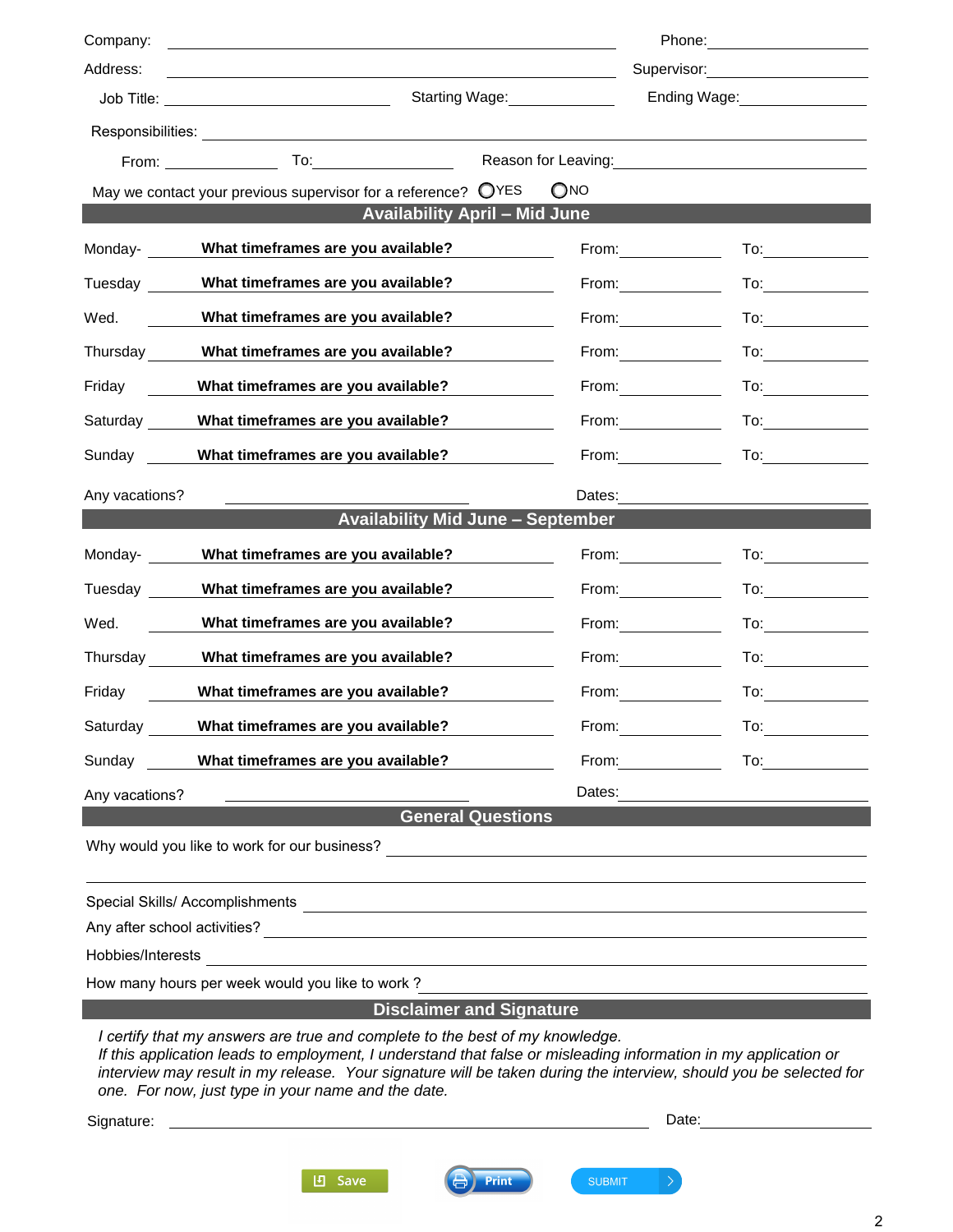Company: \_\_\_\_\_\_\_\_\_\_\_\_\_\_\_\_\_\_\_\_ Phone: \_\_\_\_\_\_\_\_\_\_

Address: \_\_\_\_\_\_\_\_\_\_\_\_\_\_\_\_\_\_\_\_ Supervisor: \_\_\_\_\_\_\_\_\_\_

Job Title: \_\_\_\_\_\_\_\_\_\_ Starting Wage: \_\_\_\_\_\_\_\_\_\_ Ending Wage: \_\_\_\_\_\_\_\_\_\_

Responsibilities: \_\_\_\_\_\_\_\_\_\_\_\_\_\_\_\_\_\_\_\_

From: \_\_\_\_\_\_\_\_\_\_ To: \_\_\_\_\_\_\_\_\_\_ Reason for Leaving: \_\_\_\_\_\_\_\_\_\_

May we contact your previous supervisor for a reference? ○ YES ○ NO

## Availability April – Mid June

| | | | |
|---|---|---|---|
| Monday- | **What timeframes are you available?** | From: | To: |
| Tuesday | **What timeframes are you available?** | From: | To: |
| Wed. | **What timeframes are you available?** | From: | To: |
| Thursday | **What timeframes are you available?** | From: | To: |
| Friday | **What timeframes are you available?** | From: | To: |
| Saturday | **What timeframes are you available?** | From: | To: |
| Sunday | **What timeframes are you available?** | From: | To: |

Any vacations? \_\_\_\_\_\_\_\_\_\_ Dates: \_\_\_\_\_\_\_\_\_\_

## Availability Mid June – September

| | | | |
|---|---|---|---|
| Monday- | **What timeframes are you available?** | From: | To: |
| Tuesday | **What timeframes are you available?** | From: | To: |
| Wed. | **What timeframes are you available?** | From: | To: |
| Thursday | **What timeframes are you available?** | From: | To: |
| Friday | **What timeframes are you available?** | From: | To: |
| Saturday | **What timeframes are you available?** | From: | To: |
| Sunday | **What timeframes are you available?** | From: | To: |

Any vacations? \_\_\_\_\_\_\_\_\_\_ Dates: \_\_\_\_\_\_\_\_\_\_

## General Questions

Why would you like to work for our business? \_\_\_\_\_\_\_\_\_\_\_\_\_\_\_\_\_\_\_\_

Special Skills/ Accomplishments \_\_\_\_\_\_\_\_\_\_\_\_\_\_\_\_\_\_\_\_

Any after school activities? \_\_\_\_\_\_\_\_\_\_\_\_\_\_\_\_\_\_\_\_

Hobbies/Interests \_\_\_\_\_\_\_\_\_\_\_\_\_\_\_\_\_\_\_\_

How many hours per week would you like to work ? \_\_\_\_\_\_\_\_\_\_

## Disclaimer and Signature

*I certify that my answers are true and complete to the best of my knowledge.*
*If this application leads to employment, I understand that false or misleading information in my application or interview may result in my release. Your signature will be taken during the interview, should you be selected for one. For now, just type in your name and the date.*

Signature: \_\_\_\_\_\_\_\_\_\_\_\_\_\_\_\_\_\_\_\_ Date: \_\_\_\_\_\_\_\_\_\_

Save Print SUBMIT